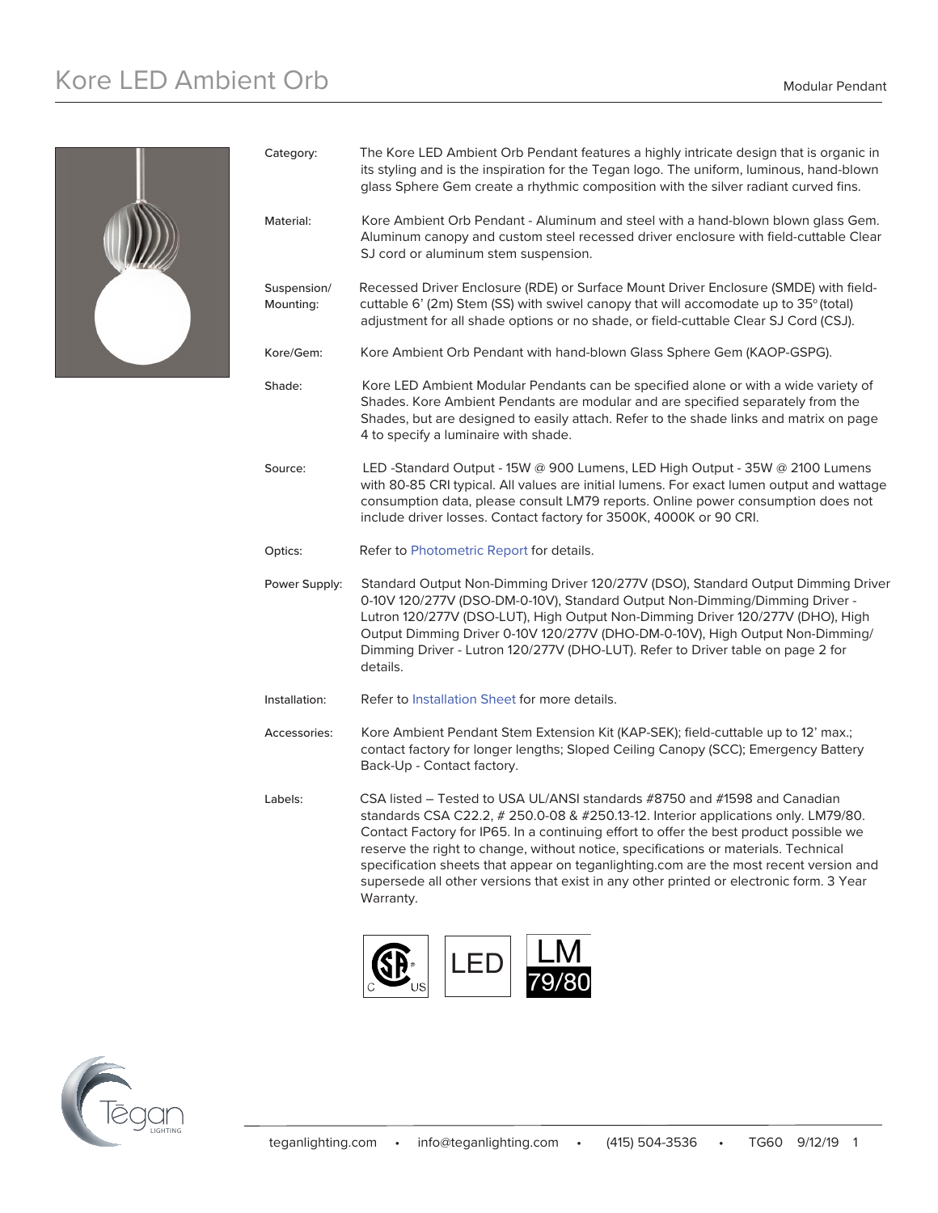# Kore LED Ambient Orb

Modular Pendant

| | |
|---|---|
| Category: | The Kore LED Ambient Orb Pendant features a highly intricate design that is organic in its styling and is the inspiration for the Tegan logo. The uniform, luminous, hand-blown glass Sphere Gem create a rhythmic composition with the silver radiant curved fins. |
| Material: | Kore Ambient Orb Pendant - Aluminum and steel with a hand-blown blown glass Gem. Aluminum canopy and custom steel recessed driver enclosure with field-cuttable Clear SJ cord or aluminum stem suspension. |
| Suspension/ Mounting: | Recessed Driver Enclosure (RDE) or Surface Mount Driver Enclosure (SMDE) with field-cuttable 6' (2m) Stem (SS) with swivel canopy that will accomodate up to 35° (total) adjustment for all shade options or no shade, or field-cuttable Clear SJ Cord (CSJ). |
| Kore/Gem: | Kore Ambient Orb Pendant with hand-blown Glass Sphere Gem (KAOP-GSPG). |
| Shade: | Kore LED Ambient Modular Pendants can be specified alone or with a wide variety of Shades. Kore Ambient Pendants are modular and are specified separately from the Shades, but are designed to easily attach. Refer to the shade links and matrix on page 4 to specify a luminaire with shade. |
| Source: | LED -Standard Output - 15W @ 900 Lumens, LED High Output - 35W @ 2100 Lumens with 80-85 CRI typical. All values are initial lumens. For exact lumen output and wattage consumption data, please consult LM79 reports. Online power consumption does not include driver losses. Contact factory for 3500K, 4000K or 90 CRI. |
| Optics: | Refer to Photometric Report for details. |
| Power Supply: | Standard Output Non-Dimming Driver 120/277V (DSO), Standard Output Dimming Driver 0-10V 120/277V (DSO-DM-0-10V), Standard Output Non-Dimming/Dimming Driver - Lutron 120/277V (DSO-LUT), High Output Non-Dimming Driver 120/277V (DHO), High Output Dimming Driver 0-10V 120/277V (DHO-DM-0-10V), High Output Non-Dimming/ Dimming Driver - Lutron 120/277V (DHO-LUT). Refer to Driver table on page 2 for details. |
| Installation: | Refer to Installation Sheet for more details. |
| Accessories: | Kore Ambient Pendant Stem Extension Kit (KAP-SEK); field-cuttable up to 12' max.; contact factory for longer lengths; Sloped Ceiling Canopy (SCC); Emergency Battery Back-Up - Contact factory. |
| Labels: | CSA listed – Tested to USA UL/ANSI standards #8750 and #1598 and Canadian standards CSA C22.2, # 250.0-08 & #250.13-12. Interior applications only. LM79/80. Contact Factory for IP65. In a continuing effort to offer the best product possible we reserve the right to change, without notice, specifications or materials. Technical specification sheets that appear on teganlighting.com are the most recent version and supersede all other versions that exist in any other printed or electronic form. 3 Year Warranty. |

C US | LED | LM 79/80

teganlighting.com • info@teganlighting.com • (415) 504-3536 • TG60 9/12/19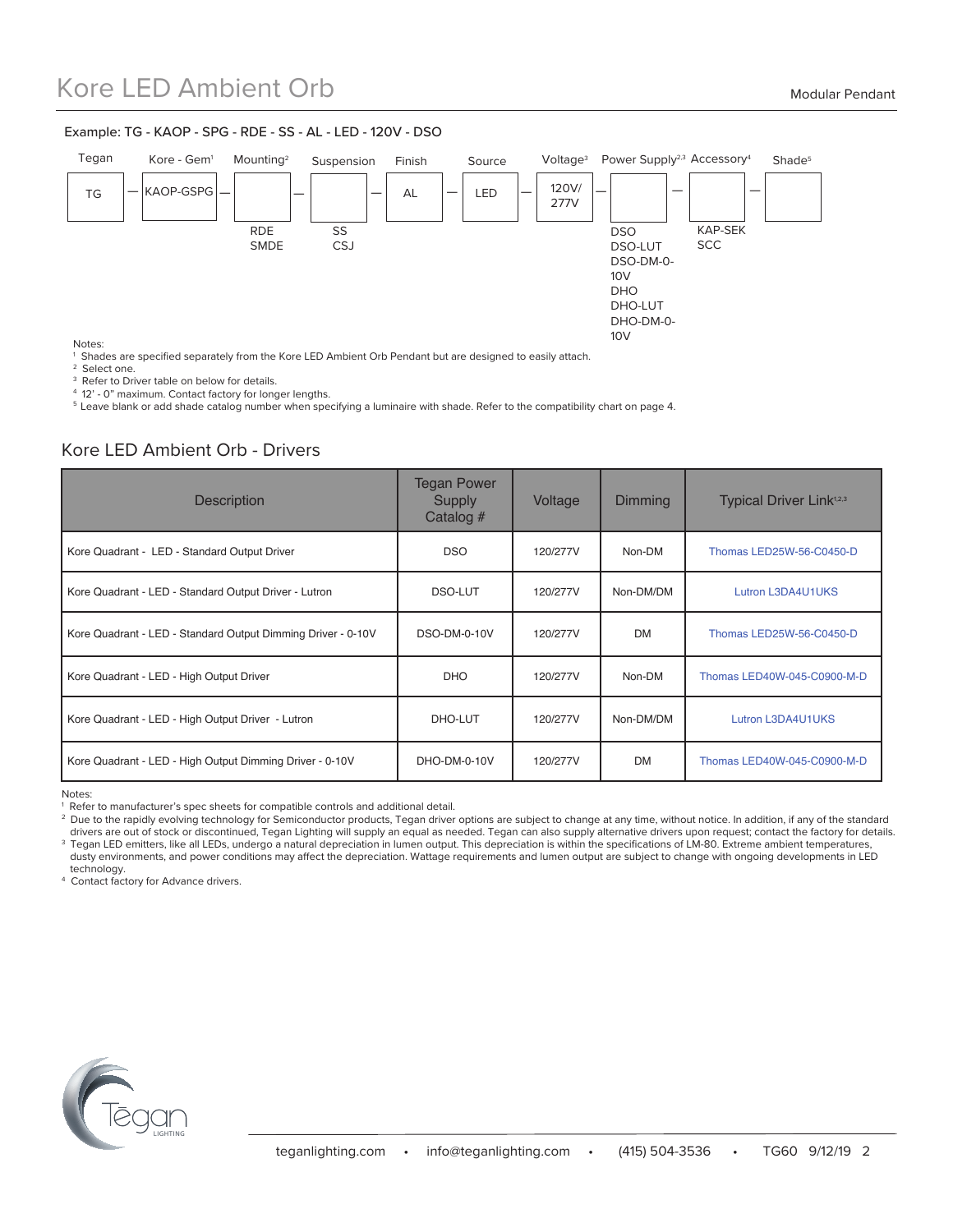# Kore LED Ambient Orb

Modular Pendant

Example: TG - KAOP - SPG - RDE - SS - AL - LED - 120V - DSO

| Tegan | Kore - Gem[1] | Mounting[2] | Suspension | Finish | Source | Voltage[3] | Power Supply[2,3] | Accessory[4] | Shade[5] |
|---|---|---|---|---|---|---|---|---|---|
| TG | KAOP-GSPG | | | AL | LED | 120V/ 277V | | | |
| | | RDE<br>SMDE | SS<br>CSJ | | | | DSO<br>DSO-LUT<br>DSO-DM-0-10V<br>DHO<br>DHO-LUT<br>DHO-DM-0-10V | KAP-SEK<br>SCC | |

Notes:
[1] Shades are specified separately from the Kore LED Ambient Orb Pendant but are designed to easily attach.
[2] Select one.
[3] Refer to Driver table on below for details.
[4] 12' - 0" maximum. Contact factory for longer lengths.
[5] Leave blank or add shade catalog number when specifying a luminaire with shade. Refer to the compatibility chart on page 4.

## Kore LED Ambient Orb - Drivers

| Description | Tegan Power Supply Catalog # | Voltage | Dimming | Typical Driver Link[1,2,3] |
|---|---|---|---|---|
| Kore Quadrant - LED - Standard Output Driver | DSO | 120/277V | Non-DM | Thomas LED25W-56-C0450-D |
| Kore Quadrant - LED - Standard Output Driver - Lutron | DSO-LUT | 120/277V | Non-DM/DM | Lutron L3DA4U1UKS |
| Kore Quadrant - LED - Standard Output Dimming Driver - 0-10V | DSO-DM-0-10V | 120/277V | DM | Thomas LED25W-56-C0450-D |
| Kore Quadrant - LED - High Output Driver | DHO | 120/277V | Non-DM | Thomas LED40W-045-C0900-M-D |
| Kore Quadrant - LED - High Output Driver - Lutron | DHO-LUT | 120/277V | Non-DM/DM | Lutron L3DA4U1UKS |
| Kore Quadrant - LED - High Output Dimming Driver - 0-10V | DHO-DM-0-10V | 120/277V | DM | Thomas LED40W-045-C0900-M-D |

Notes:
[1] Refer to manufacturer's spec sheets for compatible controls and additional detail.
[2] Due to the rapidly evolving technology for Semiconductor products, Tegan driver options are subject to change at any time, without notice. In addition, if any of the standard drivers are out of stock or discontinued, Tegan Lighting will supply an equal as needed. Tegan can also supply alternative drivers upon request; contact the factory for details.
[3] Tegan LED emitters, like all LEDs, undergo a natural depreciation in lumen output. This depreciation is within the specifications of LM-80. Extreme ambient temperatures, dusty environments, and power conditions may affect the depreciation. Wattage requirements and lumen output are subject to change with ongoing developments in LED technology.
[4] Contact factory for Advance drivers.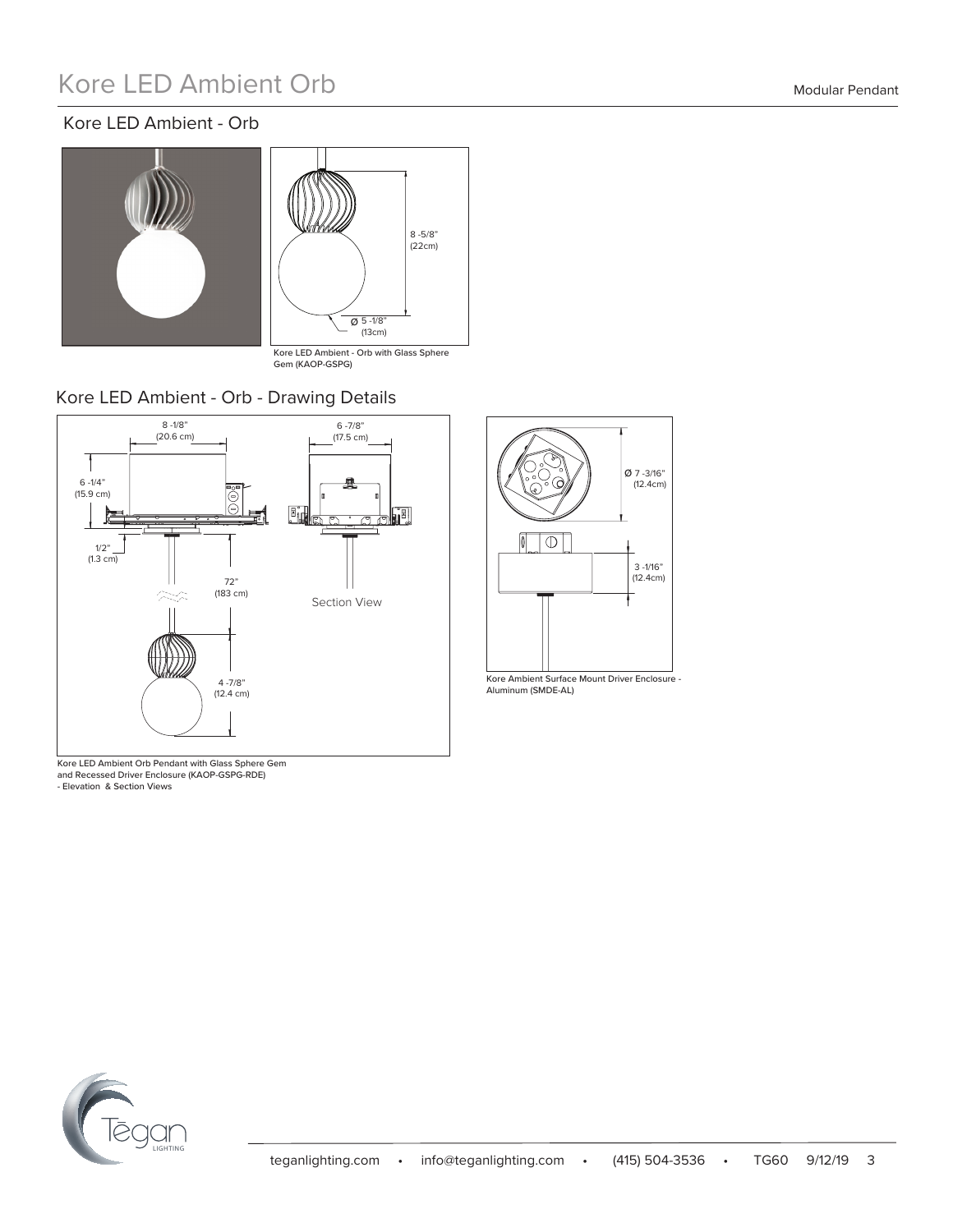# Kore LED Ambient Orb

Modular Pendant

## Kore LED Ambient - Orb

8 -5/8" (22cm)

Ø 5 -1/8" (13cm)

Kore LED Ambient - Orb with Glass Sphere Gem (KAOP-GSPG)

## Kore LED Ambient - Orb - Drawing Details

8 -1/8" (20.6 cm)

6 -7/8" (17.5 cm)

6 -1/4" (15.9 cm)

1/2" (1.3 cm)

72" (183 cm)

Section View

4 -7/8" (12.4 cm)

Kore LED Ambient Orb Pendant with Glass Sphere Gem and Recessed Driver Enclosure (KAOP-GSPG-RDE) - Elevation & Section Views

Ø 7 -3/16" (12.4cm)

3 -1/16" (12.4cm)

Kore Ambient Surface Mount Driver Enclosure - Aluminum (SMDE-AL)

teganlighting.com • info@teganlighting.com • (415) 504-3536 • TG60 9/12/19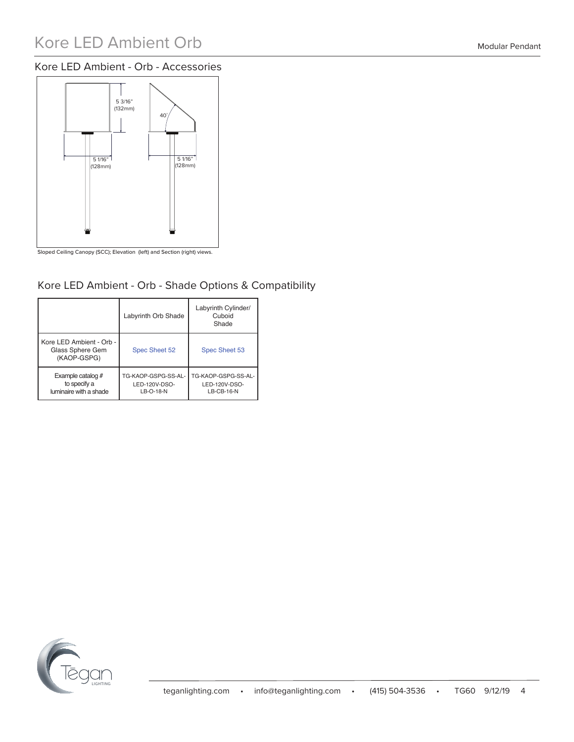# Kore LED Ambient Orb

## Kore LED Ambient - Orb - Accessories

5 3/16"
(132mm)

40°

5 1/16"
(128mm)

5 1/16"
(128mm)

Sloped Ceiling Canopy (SCC); Elevation (left) and Section (right) views.

## Kore LED Ambient - Orb - Shade Options & Compatibility

| | Labyrinth Orb Shade | Labyrinth Cylinder/ Cuboid Shade |
|---|---|---|
| Kore LED Ambient - Orb - Glass Sphere Gem (KAOP-GSPG) | Spec Sheet 52 | Spec Sheet 53 |
| Example catalog # to specify a luminaire with a shade | TG-KAOP-GSPG-SS-AL-LED-120V-DSO-LB-O-18-N | TG-KAOP-GSPG-SS-AL-LED-120V-DSO-LB-CB-16-N |